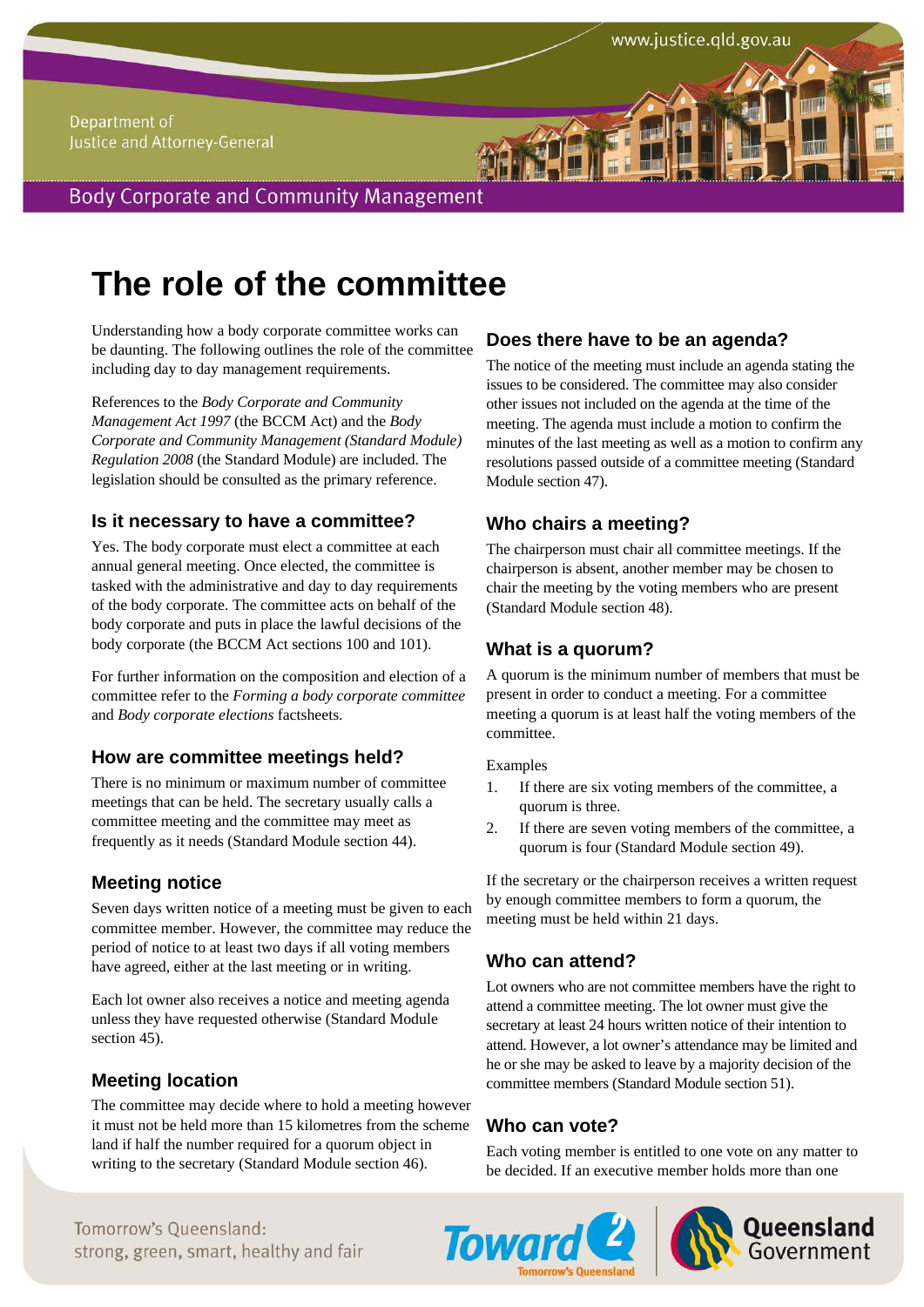# The role of the committee

Understanding how a body corporate committee works can be daunting. The following outlines the role of the committee including day to day management requirements.

References to the *Body Corporate and Community Management Act 1997* (the BCCM Act) and the *Body Corporate and Community Management (Standard Module) Regulation 2008* (the Standard Module) are included. The legislation should be consulted as the primary reference.

## Is it necessary to have a committee?

Yes. The body corporate must elect a committee at each annual general meeting. Once elected, the committee is tasked with the administrative and day to day requirements of the body corporate. The committee acts on behalf of the body corporate and puts in place the lawful decisions of the body corporate (the BCCM Act sections 100 and 101).

For further information on the composition and election of a committee refer to the *Forming a body corporate committee* and *Body corporate elections* factsheets.

## How are committee meetings held?

There is no minimum or maximum number of committee meetings that can be held. The secretary usually calls a committee meeting and the committee may meet as frequently as it needs (Standard Module section 44).

## Meeting notice

Seven days written notice of a meeting must be given to each committee member. However, the committee may reduce the period of notice to at least two days if all voting members have agreed, either at the last meeting or in writing.

Each lot owner also receives a notice and meeting agenda unless they have requested otherwise (Standard Module section 45).

## Meeting location

The committee may decide where to hold a meeting however it must not be held more than 15 kilometres from the scheme land if half the number required for a quorum object in writing to the secretary (Standard Module section 46).

## Does there have to be an agenda?

The notice of the meeting must include an agenda stating the issues to be considered. The committee may also consider other issues not included on the agenda at the time of the meeting. The agenda must include a motion to confirm the minutes of the last meeting as well as a motion to confirm any resolutions passed outside of a committee meeting (Standard Module section 47).

## Who chairs a meeting?

The chairperson must chair all committee meetings. If the chairperson is absent, another member may be chosen to chair the meeting by the voting members who are present (Standard Module section 48).

## What is a quorum?

A quorum is the minimum number of members that must be present in order to conduct a meeting. For a committee meeting a quorum is at least half the voting members of the committee.

Examples

1. If there are six voting members of the committee, a quorum is three.
2. If there are seven voting members of the committee, a quorum is four (Standard Module section 49).

If the secretary or the chairperson receives a written request by enough committee members to form a quorum, the meeting must be held within 21 days.

## Who can attend?

Lot owners who are not committee members have the right to attend a committee meeting. The lot owner must give the secretary at least 24 hours written notice of their intention to attend. However, a lot owner's attendance may be limited and he or she may be asked to leave by a majority decision of the committee members (Standard Module section 51).

## Who can vote?

Each voting member is entitled to one vote on any matter to be decided. If an executive member holds more than one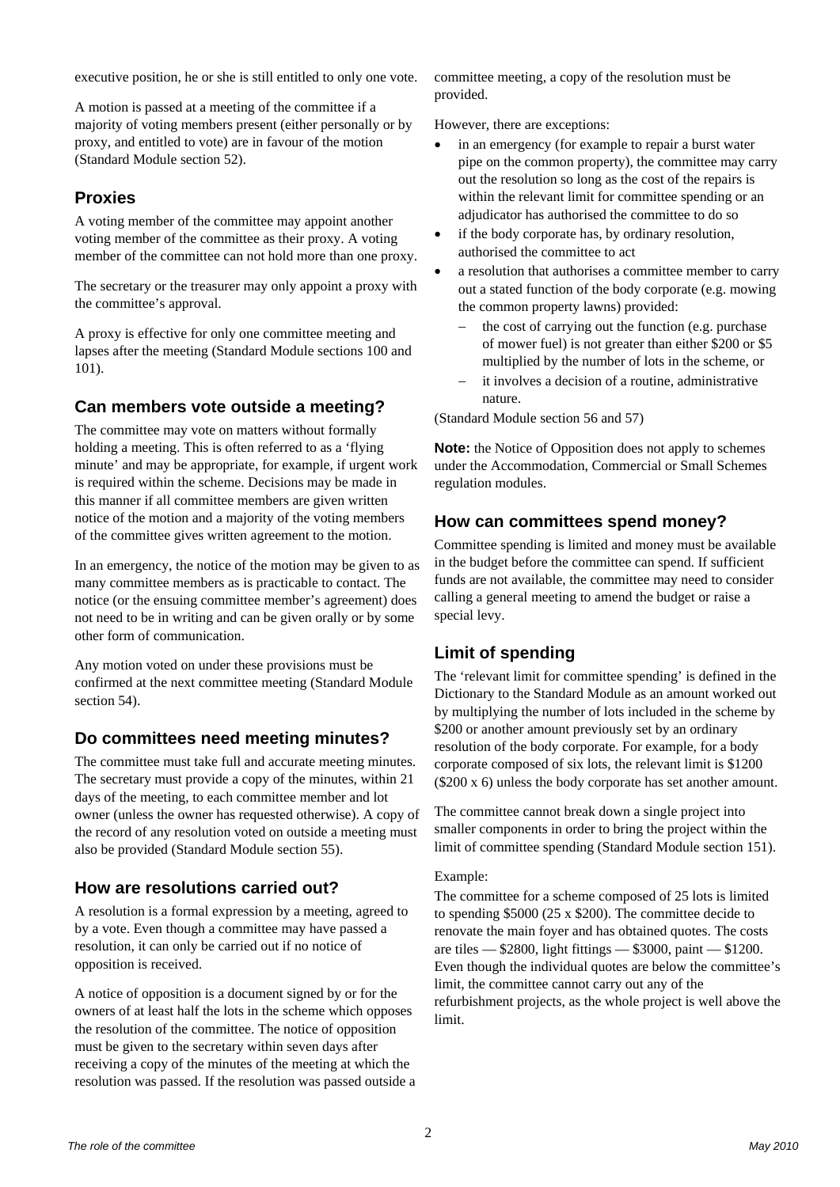executive position, he or she is still entitled to only one vote.

A motion is passed at a meeting of the committee if a majority of voting members present (either personally or by proxy, and entitled to vote) are in favour of the motion (Standard Module section 52).

## Proxies

A voting member of the committee may appoint another voting member of the committee as their proxy. A voting member of the committee can not hold more than one proxy.

The secretary or the treasurer may only appoint a proxy with the committee's approval.

A proxy is effective for only one committee meeting and lapses after the meeting (Standard Module sections 100 and 101).

## Can members vote outside a meeting?

The committee may vote on matters without formally holding a meeting. This is often referred to as a 'flying minute' and may be appropriate, for example, if urgent work is required within the scheme. Decisions may be made in this manner if all committee members are given written notice of the motion and a majority of the voting members of the committee gives written agreement to the motion.

In an emergency, the notice of the motion may be given to as many committee members as is practicable to contact. The notice (or the ensuing committee member's agreement) does not need to be in writing and can be given orally or by some other form of communication.

Any motion voted on under these provisions must be confirmed at the next committee meeting (Standard Module section 54).

## Do committees need meeting minutes?

The committee must take full and accurate meeting minutes. The secretary must provide a copy of the minutes, within 21 days of the meeting, to each committee member and lot owner (unless the owner has requested otherwise). A copy of the record of any resolution voted on outside a meeting must also be provided (Standard Module section 55).

## How are resolutions carried out?

A resolution is a formal expression by a meeting, agreed to by a vote. Even though a committee may have passed a resolution, it can only be carried out if no notice of opposition is received.

A notice of opposition is a document signed by or for the owners of at least half the lots in the scheme which opposes the resolution of the committee. The notice of opposition must be given to the secretary within seven days after receiving a copy of the minutes of the meeting at which the resolution was passed. If the resolution was passed outside a committee meeting, a copy of the resolution must be provided.

However, there are exceptions:

- in an emergency (for example to repair a burst water pipe on the common property), the committee may carry out the resolution so long as the cost of the repairs is within the relevant limit for committee spending or an adjudicator has authorised the committee to do so
- if the body corporate has, by ordinary resolution, authorised the committee to act
- a resolution that authorises a committee member to carry out a stated function of the body corporate (e.g. mowing the common property lawns) provided:
  - the cost of carrying out the function (e.g. purchase of mower fuel) is not greater than either $200 or $5 multiplied by the number of lots in the scheme, or
  - it involves a decision of a routine, administrative nature.

(Standard Module section 56 and 57)

**Note:** the Notice of Opposition does not apply to schemes under the Accommodation, Commercial or Small Schemes regulation modules.

## How can committees spend money?

Committee spending is limited and money must be available in the budget before the committee can spend. If sufficient funds are not available, the committee may need to consider calling a general meeting to amend the budget or raise a special levy.

## Limit of spending

The 'relevant limit for committee spending' is defined in the Dictionary to the Standard Module as an amount worked out by multiplying the number of lots included in the scheme by $200 or another amount previously set by an ordinary resolution of the body corporate. For example, for a body corporate composed of six lots, the relevant limit is $1200 ($200 x 6) unless the body corporate has set another amount.

The committee cannot break down a single project into smaller components in order to bring the project within the limit of committee spending (Standard Module section 151).

Example:

The committee for a scheme composed of 25 lots is limited to spending $5000 (25 x $200). The committee decide to renovate the main foyer and has obtained quotes. The costs are tiles — $2800, light fittings — $3000, paint — $1200. Even though the individual quotes are below the committee's limit, the committee cannot carry out any of the refurbishment projects, as the whole project is well above the limit.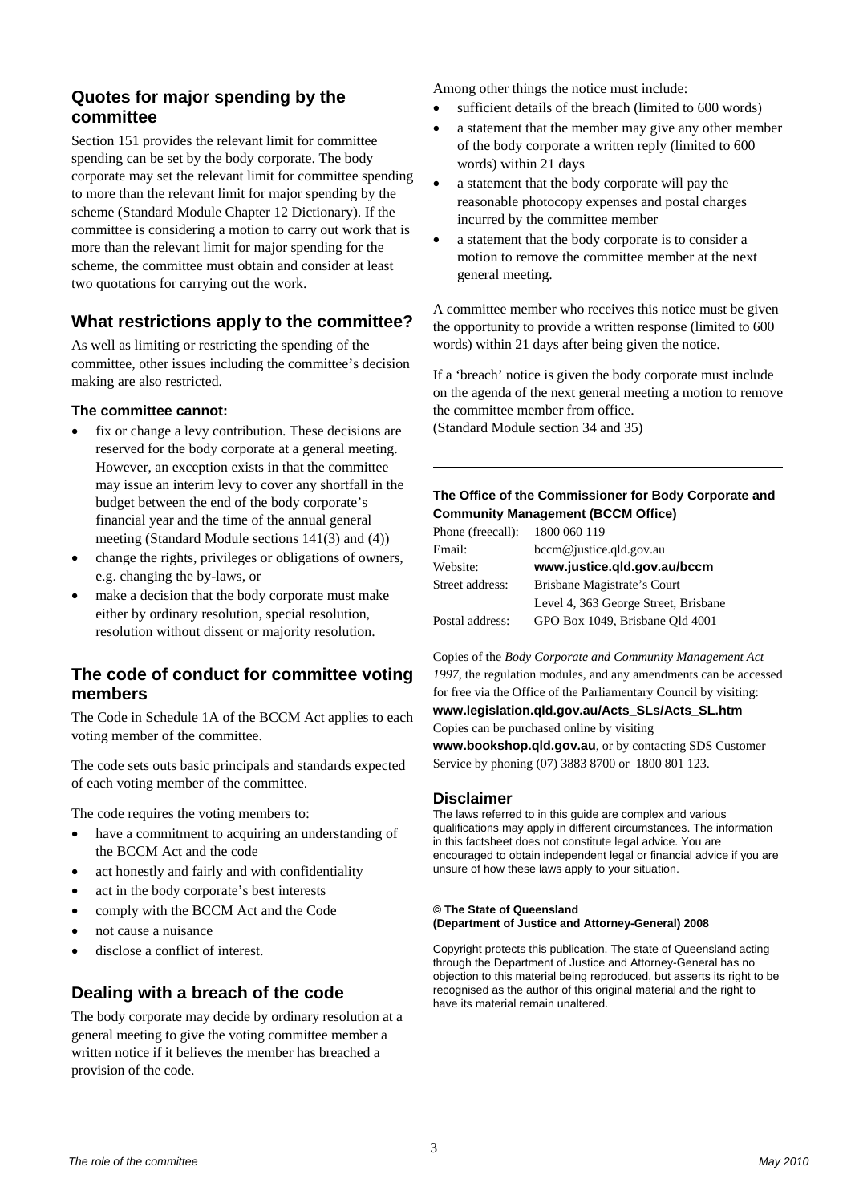## Quotes for major spending by the committee

Section 151 provides the relevant limit for committee spending can be set by the body corporate. The body corporate may set the relevant limit for committee spending to more than the relevant limit for major spending by the scheme (Standard Module Chapter 12 Dictionary). If the committee is considering a motion to carry out work that is more than the relevant limit for major spending for the scheme, the committee must obtain and consider at least two quotations for carrying out the work.

## What restrictions apply to the committee?

As well as limiting or restricting the spending of the committee, other issues including the committee's decision making are also restricted.

#### The committee cannot:

- fix or change a levy contribution. These decisions are reserved for the body corporate at a general meeting. However, an exception exists in that the committee may issue an interim levy to cover any shortfall in the budget between the end of the body corporate's financial year and the time of the annual general meeting (Standard Module sections 141(3) and (4))
- change the rights, privileges or obligations of owners, e.g. changing the by-laws, or
- make a decision that the body corporate must make either by ordinary resolution, special resolution, resolution without dissent or majority resolution.

## The code of conduct for committee voting members

The Code in Schedule 1A of the BCCM Act applies to each voting member of the committee.

The code sets outs basic principals and standards expected of each voting member of the committee.

The code requires the voting members to:

- have a commitment to acquiring an understanding of the BCCM Act and the code
- act honestly and fairly and with confidentiality
- act in the body corporate's best interests
- comply with the BCCM Act and the Code
- not cause a nuisance
- disclose a conflict of interest.

## Dealing with a breach of the code

The body corporate may decide by ordinary resolution at a general meeting to give the voting committee member a written notice if it believes the member has breached a provision of the code.

Among other things the notice must include:

- sufficient details of the breach (limited to 600 words)
- a statement that the member may give any other member of the body corporate a written reply (limited to 600 words) within 21 days
- a statement that the body corporate will pay the reasonable photocopy expenses and postal charges incurred by the committee member
- a statement that the body corporate is to consider a motion to remove the committee member at the next general meeting.

A committee member who receives this notice must be given the opportunity to provide a written response (limited to 600 words) within 21 days after being given the notice.

If a 'breach' notice is given the body corporate must include on the agenda of the next general meeting a motion to remove the committee member from office.
(Standard Module section 34 and 35)

---

**The Office of the Commissioner for Body Corporate and Community Management (BCCM Office)**

| | |
|---|---|
| Phone (freecall): | 1800 060 119 |
| Email: | bccm@justice.qld.gov.au |
| Website: | **www.justice.qld.gov.au/bccm** |
| Street address: | Brisbane Magistrate's Court<br>Level 4, 363 George Street, Brisbane |
| Postal address: | GPO Box 1049, Brisbane Qld 4001 |

Copies of the *Body Corporate and Community Management Act 1997*, the regulation modules, and any amendments can be accessed for free via the Office of the Parliamentary Council by visiting: **www.legislation.qld.gov.au/Acts_SLs/Acts_SL.htm**
Copies can be purchased online by visiting **www.bookshop.qld.gov.au**, or by contacting SDS Customer Service by phoning (07) 3883 8700 or 1800 801 123.

### Disclaimer

The laws referred to in this guide are complex and various qualifications may apply in different circumstances. The information in this factsheet does not constitute legal advice. You are encouraged to obtain independent legal or financial advice if you are unsure of how these laws apply to your situation.

**© The State of Queensland**
**(Department of Justice and Attorney-General) 2008**

Copyright protects this publication. The state of Queensland acting through the Department of Justice and Attorney-General has no objection to this material being reproduced, but asserts its right to be recognised as the author of this original material and the right to have its material remain unaltered.